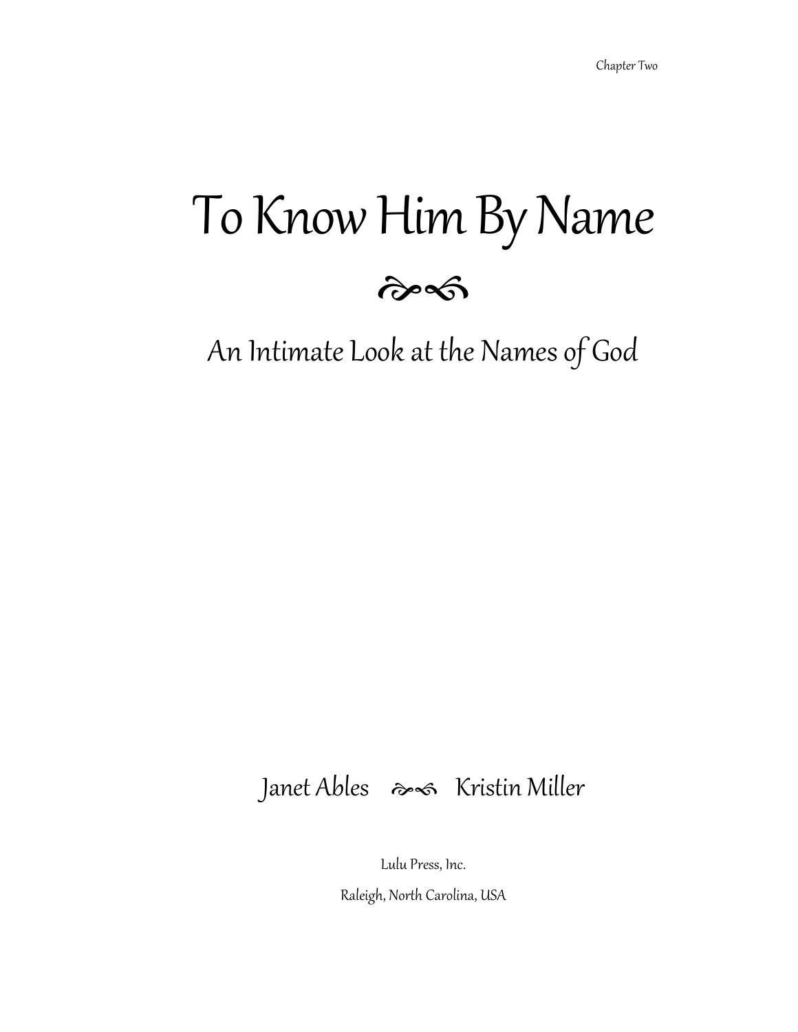# To Know Him By Name

## An Intimate Look at the Names of God

Janet Ables ❧ Kristin Miller

Lulu Press, Inc.

Raleigh, North Carolina, USA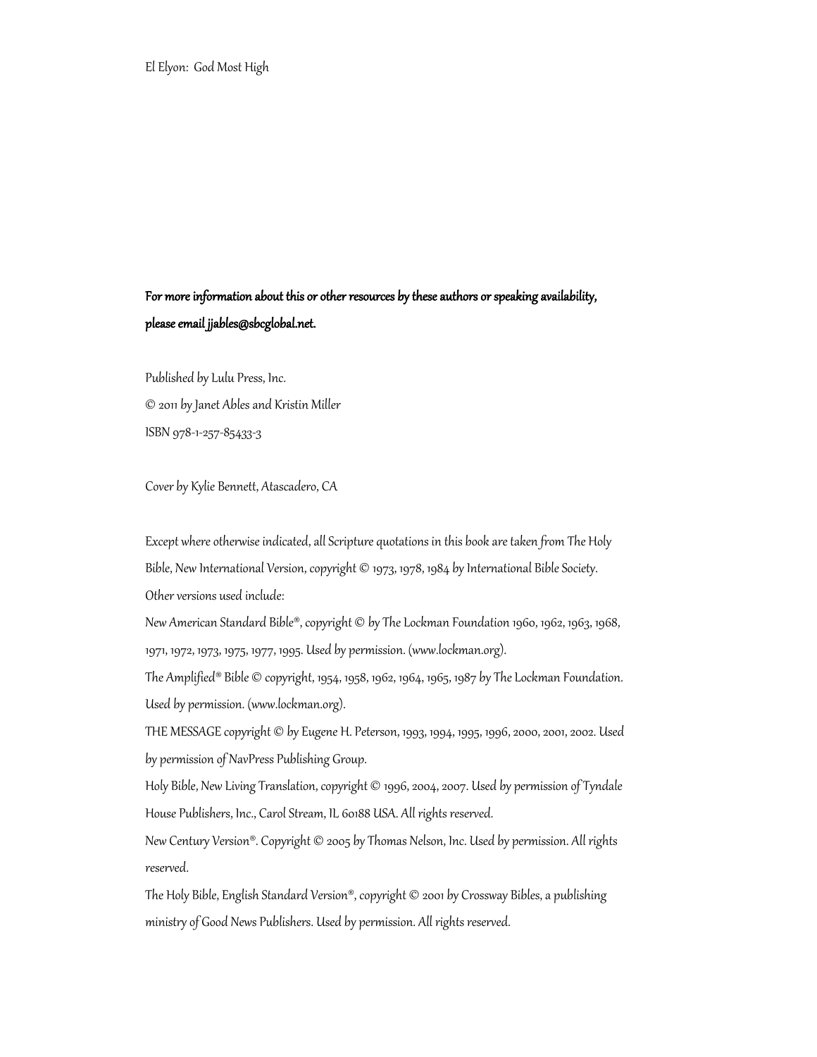El Elyon: God Most High

**For more information about this or other resources by these authors or speaking availability, please email jjables@sbcglobal.net.**

*Published by Lulu Press, Inc.*

*© 2011 by Janet Ables and Kristin Miller*

*ISBN 978-1-257-85433-3*

*Cover by Kylie Bennett, Atascadero, CA*

*Except where otherwise indicated, all Scripture quotations in this book are taken from The Holy Bible, New International Version, copyright © 1973, 1978, 1984 by International Bible Society.*

*Other versions used include:*

*New American Standard Bible®, copyright © by The Lockman Foundation 1960, 1962, 1963, 1968, 1971, 1972, 1973, 1975, 1977, 1995. Used by permission. (www.lockman.org).*

*The Amplified® Bible © copyright, 1954, 1958, 1962, 1964, 1965, 1987 by The Lockman Foundation. Used by permission. (www.lockman.org).*

*THE MESSAGE copyright © by Eugene H. Peterson, 1993, 1994, 1995, 1996, 2000, 2001, 2002. Used by permission of NavPress Publishing Group.*

*Holy Bible, New Living Translation, copyright © 1996, 2004, 2007. Used by permission of Tyndale House Publishers, Inc., Carol Stream, IL 60188 USA. All rights reserved.*

*New Century Version®. Copyright © 2005 by Thomas Nelson, Inc. Used by permission. All rights reserved.*

*The Holy Bible, English Standard Version®, copyright © 2001 by Crossway Bibles, a publishing ministry of Good News Publishers. Used by permission. All rights reserved.*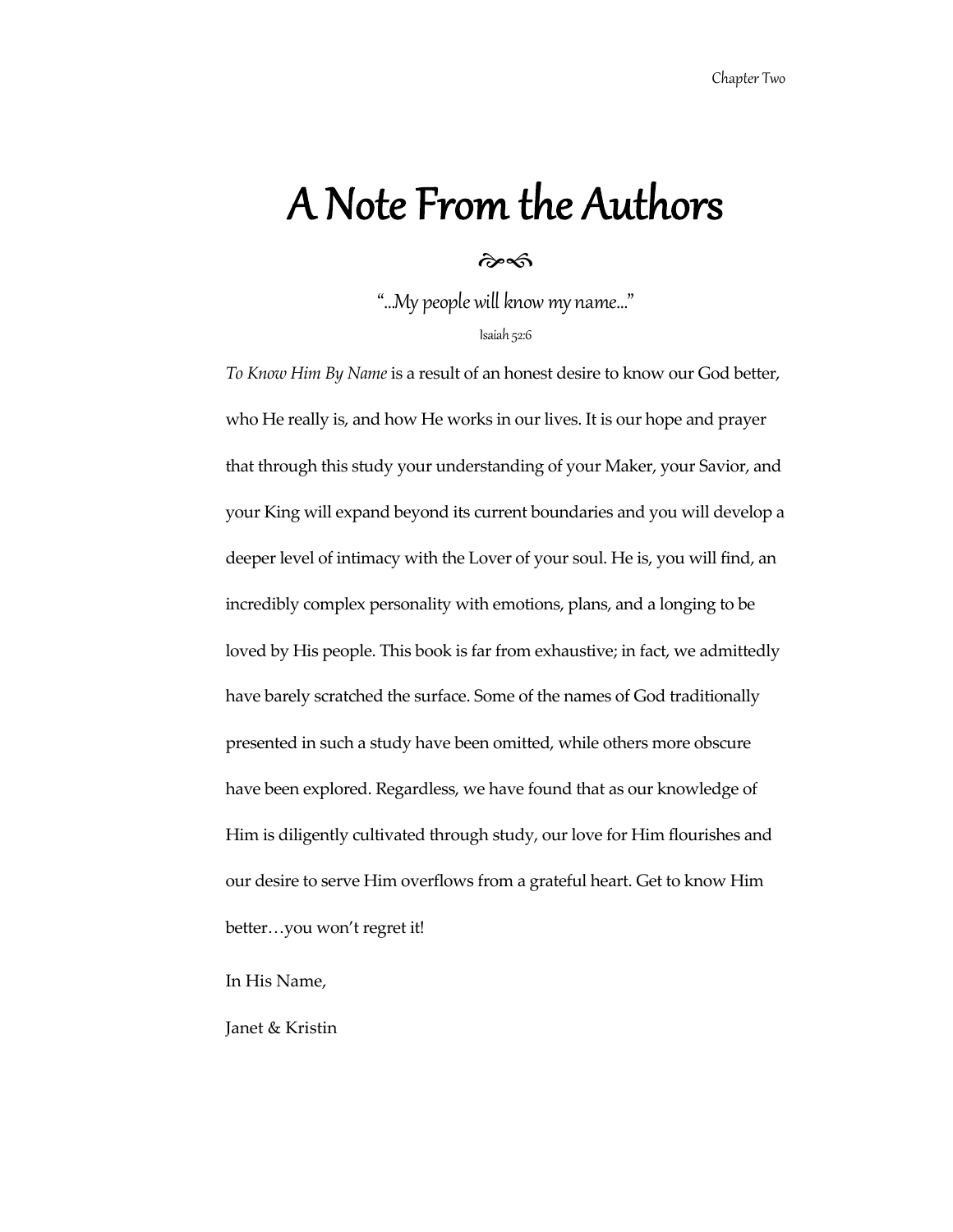# A Note From the Authors

"...My people will know my name..."

Isaiah 52:6

*To Know Him By Name* is a result of an honest desire to know our God better, who He really is, and how He works in our lives. It is our hope and prayer that through this study your understanding of your Maker, your Savior, and your King will expand beyond its current boundaries and you will develop a deeper level of intimacy with the Lover of your soul. He is, you will find, an incredibly complex personality with emotions, plans, and a longing to be loved by His people. This book is far from exhaustive; in fact, we admittedly have barely scratched the surface. Some of the names of God traditionally presented in such a study have been omitted, while others more obscure have been explored. Regardless, we have found that as our knowledge of Him is diligently cultivated through study, our love for Him flourishes and our desire to serve Him overflows from a grateful heart. Get to know Him better…you won't regret it!

In His Name,

Janet & Kristin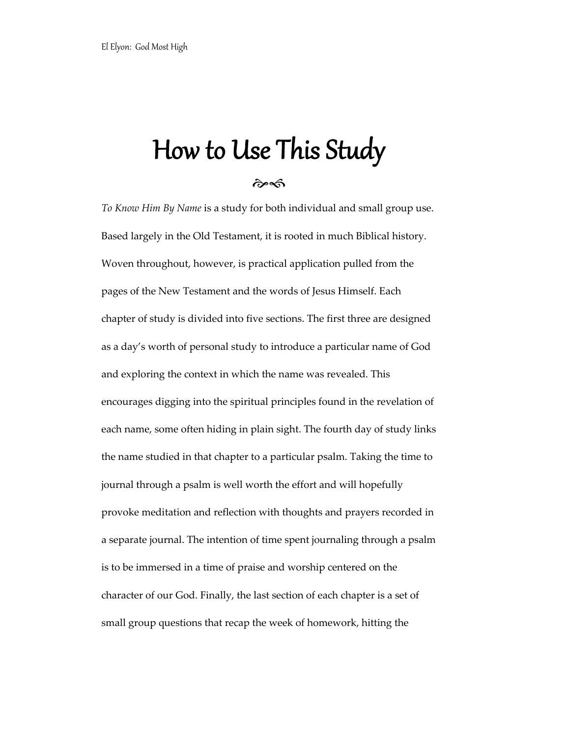# How to Use This Study

*To Know Him By Name* is a study for both individual and small group use. Based largely in the Old Testament, it is rooted in much Biblical history. Woven throughout, however, is practical application pulled from the pages of the New Testament and the words of Jesus Himself. Each chapter of study is divided into five sections. The first three are designed as a day's worth of personal study to introduce a particular name of God and exploring the context in which the name was revealed. This encourages digging into the spiritual principles found in the revelation of each name, some often hiding in plain sight. The fourth day of study links the name studied in that chapter to a particular psalm. Taking the time to journal through a psalm is well worth the effort and will hopefully provoke meditation and reflection with thoughts and prayers recorded in a separate journal. The intention of time spent journaling through a psalm is to be immersed in a time of praise and worship centered on the character of our God. Finally, the last section of each chapter is a set of small group questions that recap the week of homework, hitting the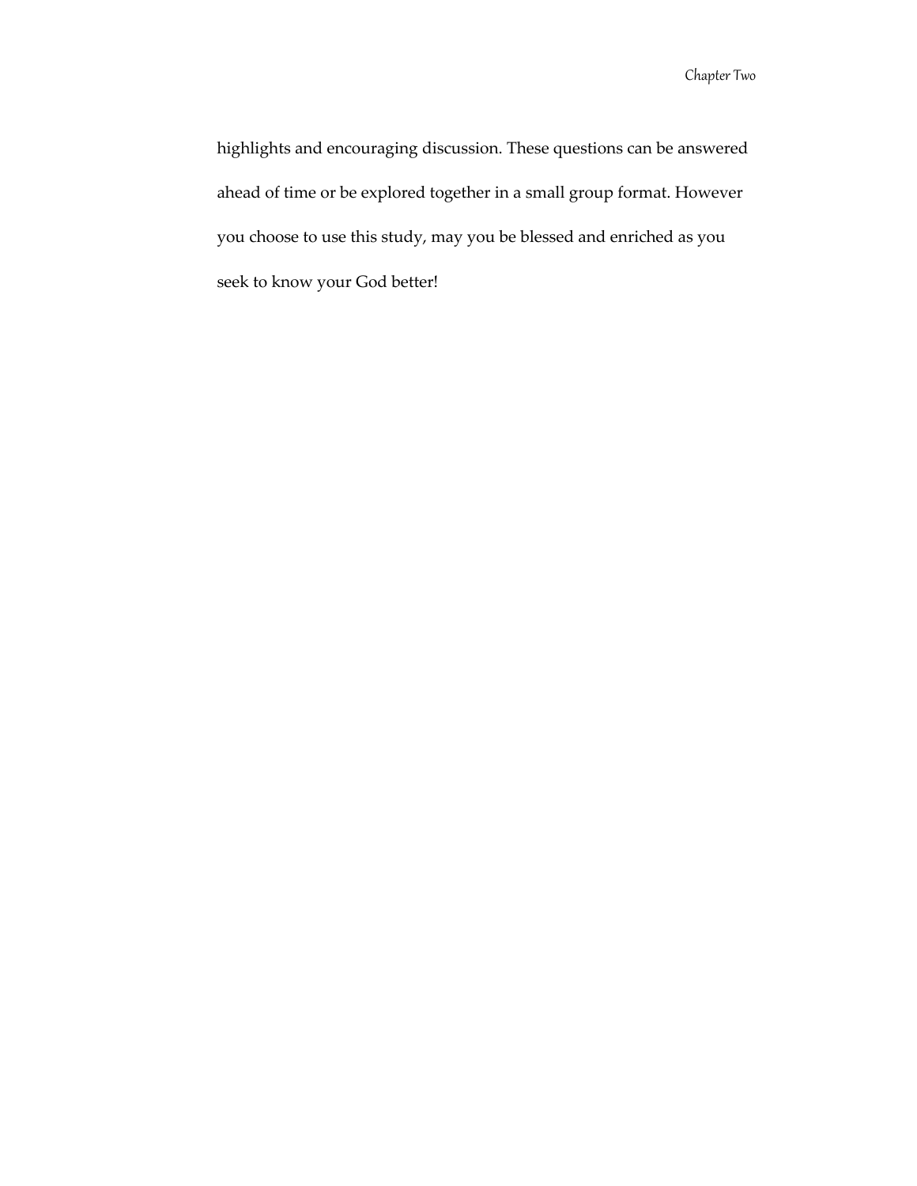highlights and encouraging discussion. These questions can be answered ahead of time or be explored together in a small group format. However you choose to use this study, may you be blessed and enriched as you seek to know your God better!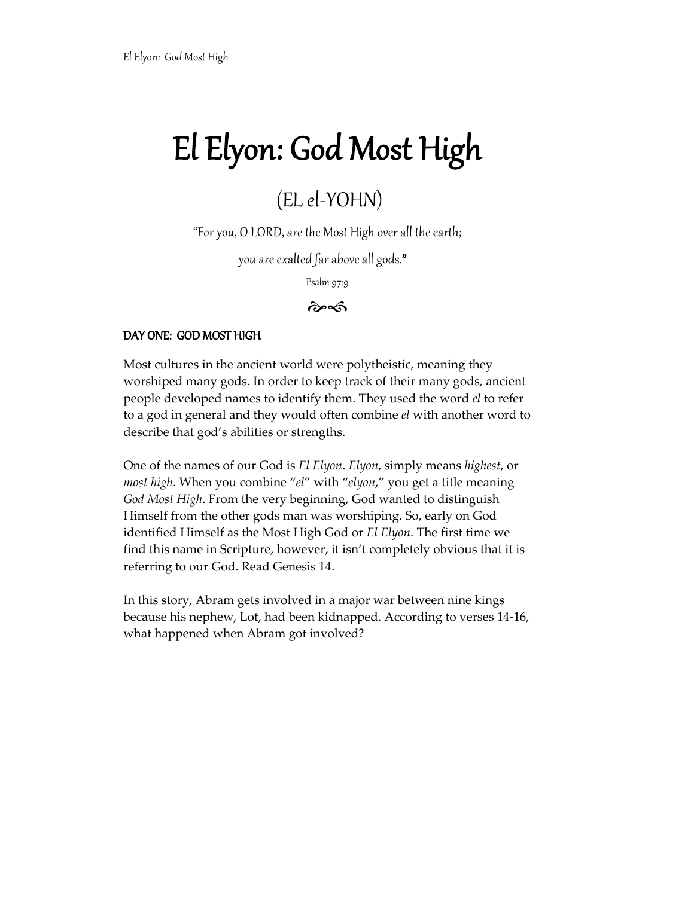# El Elyon: God Most High

## (EL *el*-YOHN)

"*For you, O LORD, are the Most High over all the earth;*

*you are exalted far above all gods.*"

Psalm 97:9

**DAY ONE: GOD MOST HIGH**

Most cultures in the ancient world were polytheistic, meaning they worshiped many gods. In order to keep track of their many gods, ancient people developed names to identify them. They used the word *el* to refer to a god in general and they would often combine *el* with another word to describe that god's abilities or strengths.

One of the names of our God is *El Elyon*. *Elyon*, simply means *highest*, or *most high*. When you combine "*el*" with "*elyon*," you get a title meaning *God Most High*. From the very beginning, God wanted to distinguish Himself from the other gods man was worshiping. So, early on God identified Himself as the Most High God or *El Elyon*. The first time we find this name in Scripture, however, it isn't completely obvious that it is referring to our God. Read Genesis 14.

In this story, Abram gets involved in a major war between nine kings because his nephew, Lot, had been kidnapped. According to verses 14-16, what happened when Abram got involved?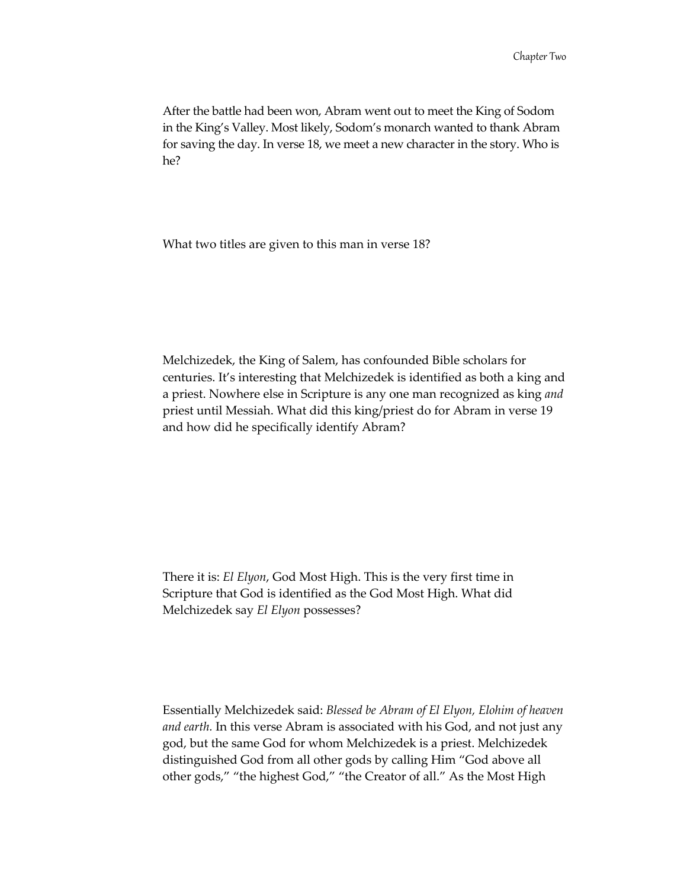After the battle had been won, Abram went out to meet the King of Sodom in the King's Valley. Most likely, Sodom's monarch wanted to thank Abram for saving the day. In verse 18, we meet a new character in the story. Who is he?

What two titles are given to this man in verse 18?

Melchizedek, the King of Salem, has confounded Bible scholars for centuries. It's interesting that Melchizedek is identified as both a king and a priest. Nowhere else in Scripture is any one man recognized as king *and* priest until Messiah. What did this king/priest do for Abram in verse 19 and how did he specifically identify Abram?

There it is: *El Elyon*, God Most High. This is the very first time in Scripture that God is identified as the God Most High. What did Melchizedek say *El Elyon* possesses?

Essentially Melchizedek said: *Blessed be Abram of El Elyon, Elohim of heaven and earth.* In this verse Abram is associated with his God, and not just any god, but the same God for whom Melchizedek is a priest. Melchizedek distinguished God from all other gods by calling Him "God above all other gods," "the highest God," "the Creator of all." As the Most High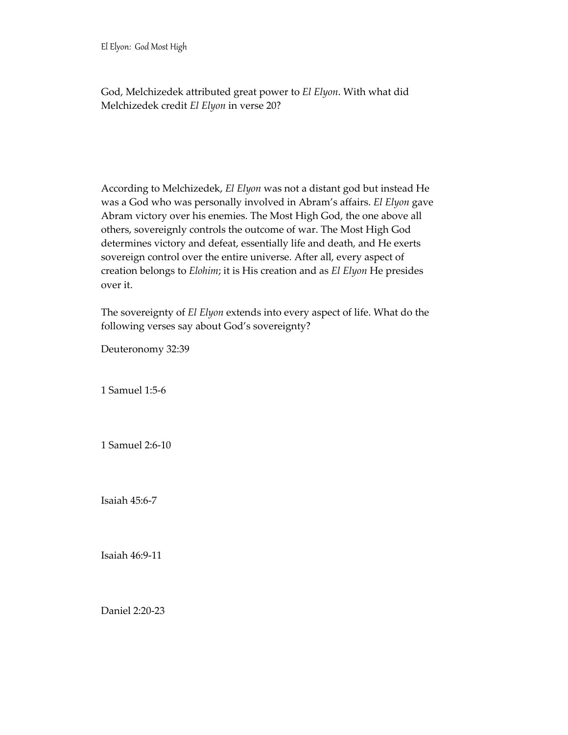God, Melchizedek attributed great power to *El Elyon*. With what did Melchizedek credit *El Elyon* in verse 20?

According to Melchizedek, *El Elyon* was not a distant god but instead He was a God who was personally involved in Abram's affairs. *El Elyon* gave Abram victory over his enemies. The Most High God, the one above all others, sovereignly controls the outcome of war. The Most High God determines victory and defeat, essentially life and death, and He exerts sovereign control over the entire universe. After all, every aspect of creation belongs to *Elohim*; it is His creation and as *El Elyon* He presides over it.

The sovereignty of *El Elyon* extends into every aspect of life. What do the following verses say about God's sovereignty?

Deuteronomy 32:39

1 Samuel 1:5-6

1 Samuel 2:6-10

Isaiah 45:6-7

Isaiah 46:9-11

Daniel 2:20-23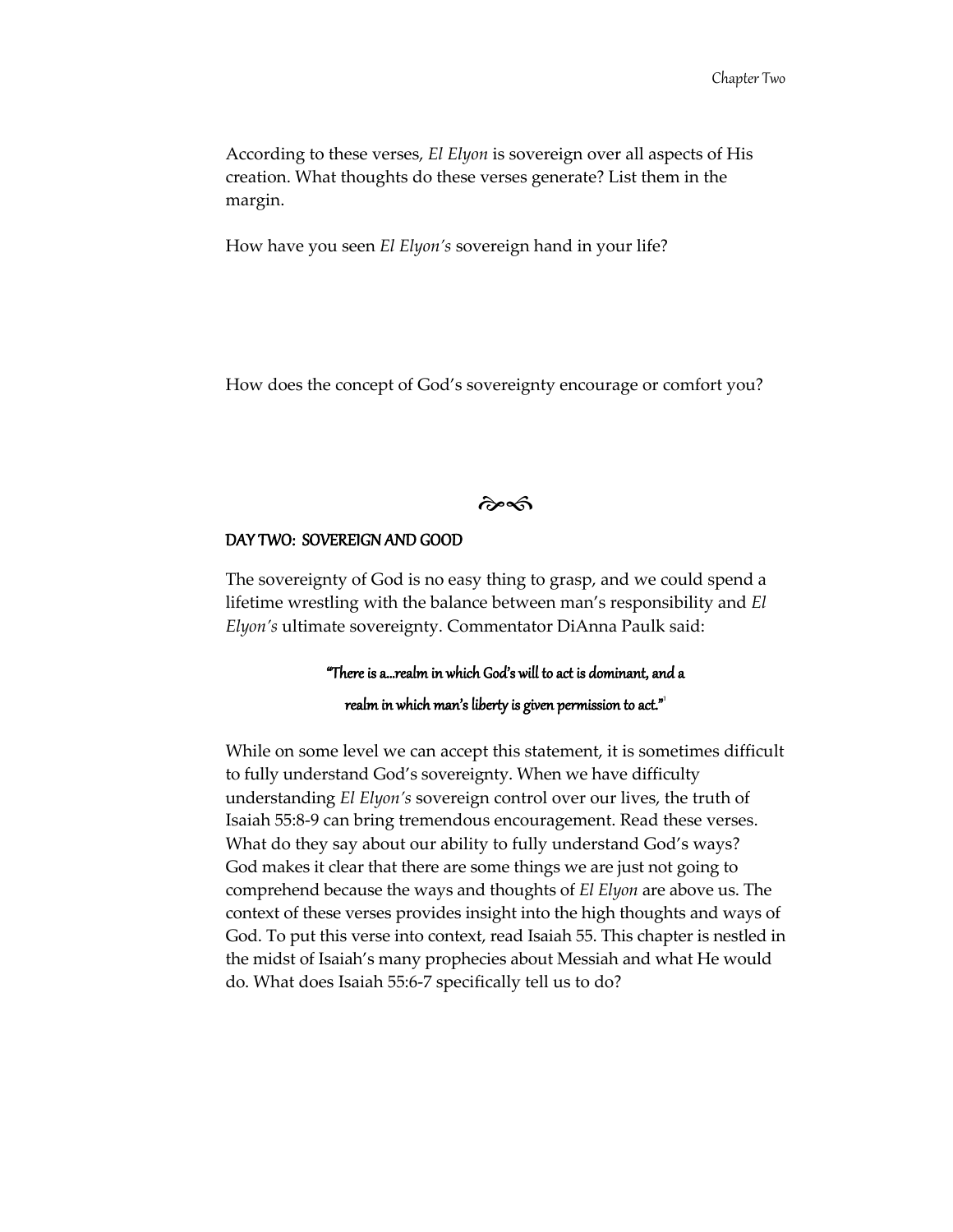According to these verses, *El Elyon* is sovereign over all aspects of His creation. What thoughts do these verses generate? List them in the margin.

How have you seen *El Elyon's* sovereign hand in your life?

How does the concept of God's sovereignty encourage or comfort you?

## DAY TWO: SOVEREIGN AND GOOD

The sovereignty of God is no easy thing to grasp, and we could spend a lifetime wrestling with the balance between man's responsibility and *El Elyon's* ultimate sovereignty. Commentator DiAnna Paulk said:

> **"There is a...realm in which God's will to act is dominant, and a realm in which man's liberty is given permission to act."[1]**

While on some level we can accept this statement, it is sometimes difficult to fully understand God's sovereignty. When we have difficulty understanding *El Elyon's* sovereign control over our lives, the truth of Isaiah 55:8-9 can bring tremendous encouragement. Read these verses. What do they say about our ability to fully understand God's ways? God makes it clear that there are some things we are just not going to comprehend because the ways and thoughts of *El Elyon* are above us. The context of these verses provides insight into the high thoughts and ways of God. To put this verse into context, read Isaiah 55. This chapter is nestled in the midst of Isaiah's many prophecies about Messiah and what He would do. What does Isaiah 55:6-7 specifically tell us to do?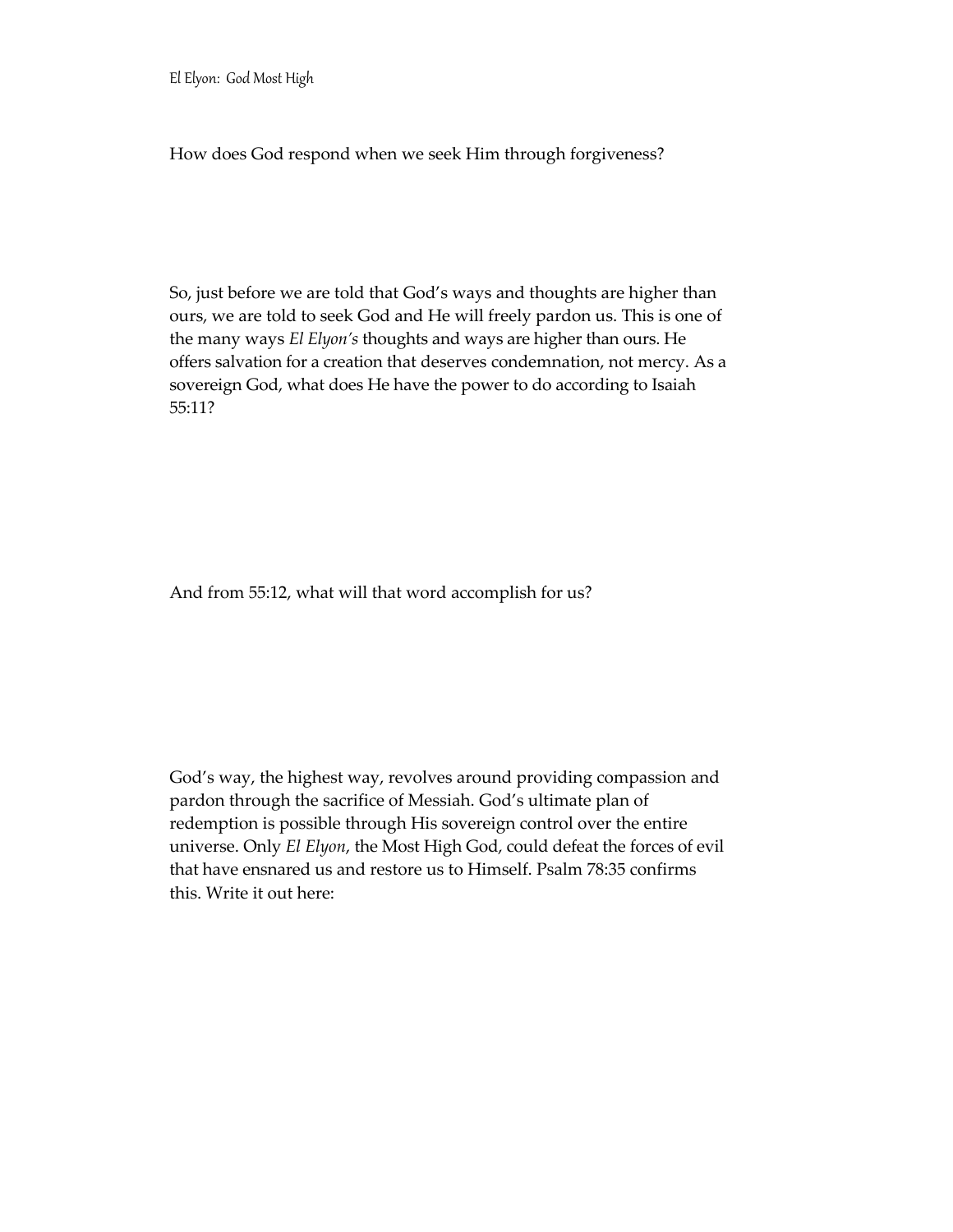How does God respond when we seek Him through forgiveness?

So, just before we are told that God's ways and thoughts are higher than ours, we are told to seek God and He will freely pardon us. This is one of the many ways *El Elyon's* thoughts and ways are higher than ours. He offers salvation for a creation that deserves condemnation, not mercy. As a sovereign God, what does He have the power to do according to Isaiah 55:11?

And from 55:12, what will that word accomplish for us?

God's way, the highest way, revolves around providing compassion and pardon through the sacrifice of Messiah. God's ultimate plan of redemption is possible through His sovereign control over the entire universe. Only *El Elyon*, the Most High God, could defeat the forces of evil that have ensnared us and restore us to Himself. Psalm 78:35 confirms this. Write it out here: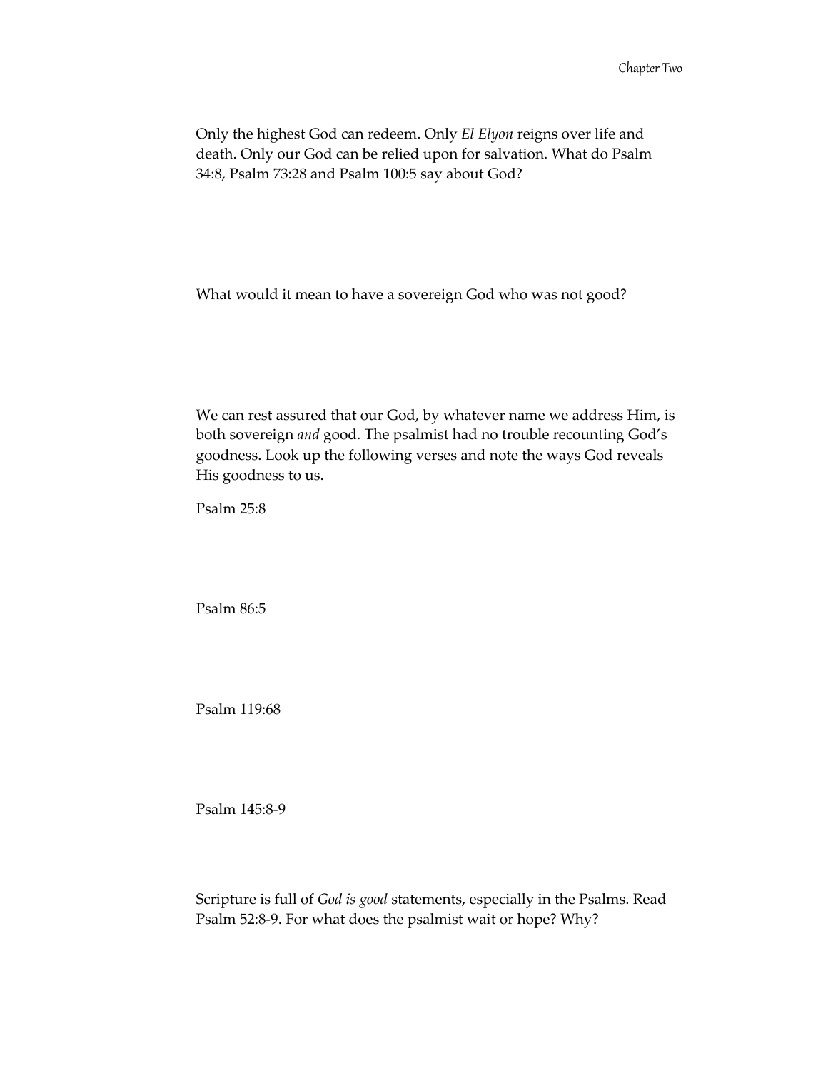Only the highest God can redeem. Only *El Elyon* reigns over life and death. Only our God can be relied upon for salvation. What do Psalm 34:8, Psalm 73:28 and Psalm 100:5 say about God?

What would it mean to have a sovereign God who was not good?

We can rest assured that our God, by whatever name we address Him, is both sovereign *and* good. The psalmist had no trouble recounting God's goodness. Look up the following verses and note the ways God reveals His goodness to us.

Psalm 25:8

Psalm 86:5

Psalm 119:68

Psalm 145:8-9

Scripture is full of *God is good* statements, especially in the Psalms. Read Psalm 52:8-9. For what does the psalmist wait or hope? Why?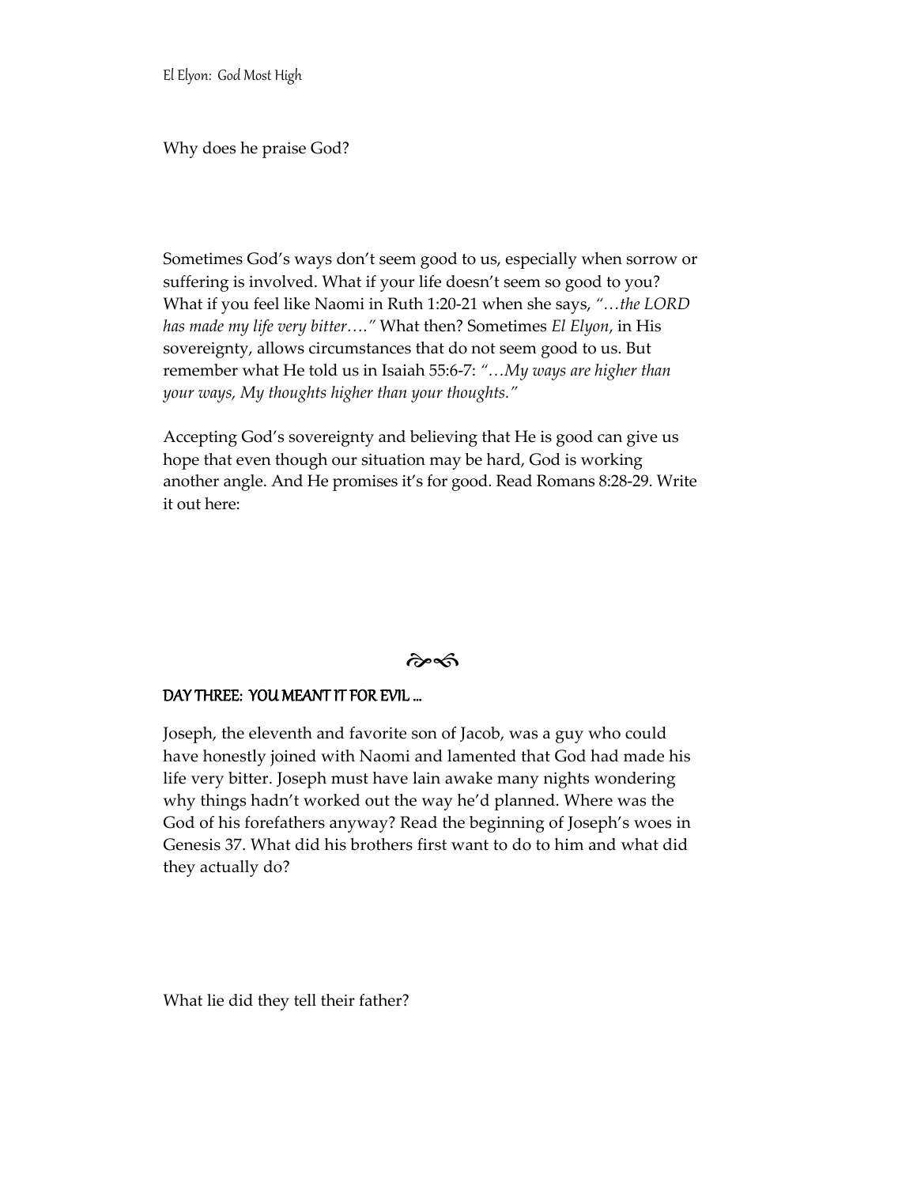Why does he praise God?

Sometimes God's ways don't seem good to us, especially when sorrow or suffering is involved. What if your life doesn't seem so good to you? What if you feel like Naomi in Ruth 1:20-21 when she says, *"…the LORD has made my life very bitter…."* What then? Sometimes *El Elyon*, in His sovereignty, allows circumstances that do not seem good to us. But remember what He told us in Isaiah 55:6-7: *"…My ways are higher than your ways, My thoughts higher than your thoughts."*

Accepting God's sovereignty and believing that He is good can give us hope that even though our situation may be hard, God is working another angle. And He promises it's for good. Read Romans 8:28-29. Write it out here:

## DAY THREE: YOU MEANT IT FOR EVIL …

Joseph, the eleventh and favorite son of Jacob, was a guy who could have honestly joined with Naomi and lamented that God had made his life very bitter. Joseph must have lain awake many nights wondering why things hadn't worked out the way he'd planned. Where was the God of his forefathers anyway? Read the beginning of Joseph's woes in Genesis 37. What did his brothers first want to do to him and what did they actually do?

What lie did they tell their father?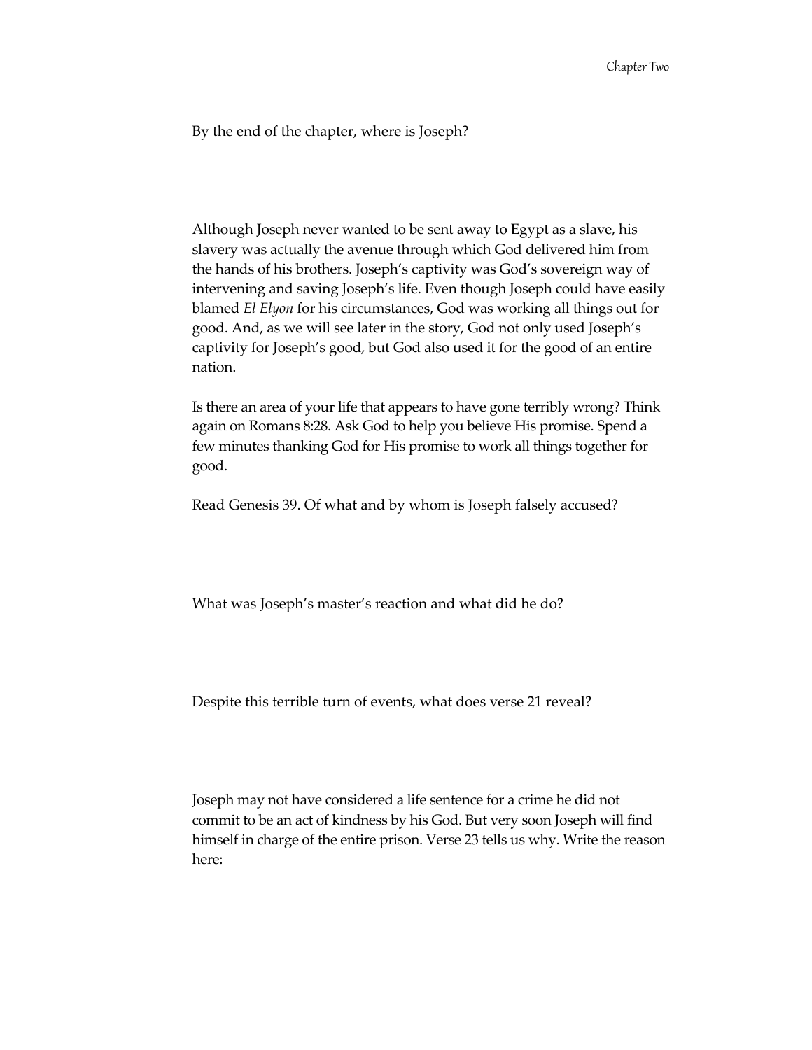By the end of the chapter, where is Joseph?

Although Joseph never wanted to be sent away to Egypt as a slave, his slavery was actually the avenue through which God delivered him from the hands of his brothers. Joseph's captivity was God's sovereign way of intervening and saving Joseph's life. Even though Joseph could have easily blamed *El Elyon* for his circumstances, God was working all things out for good. And, as we will see later in the story, God not only used Joseph's captivity for Joseph's good, but God also used it for the good of an entire nation.

Is there an area of your life that appears to have gone terribly wrong? Think again on Romans 8:28. Ask God to help you believe His promise. Spend a few minutes thanking God for His promise to work all things together for good.

Read Genesis 39. Of what and by whom is Joseph falsely accused?

What was Joseph's master's reaction and what did he do?

Despite this terrible turn of events, what does verse 21 reveal?

Joseph may not have considered a life sentence for a crime he did not commit to be an act of kindness by his God. But very soon Joseph will find himself in charge of the entire prison. Verse 23 tells us why. Write the reason here: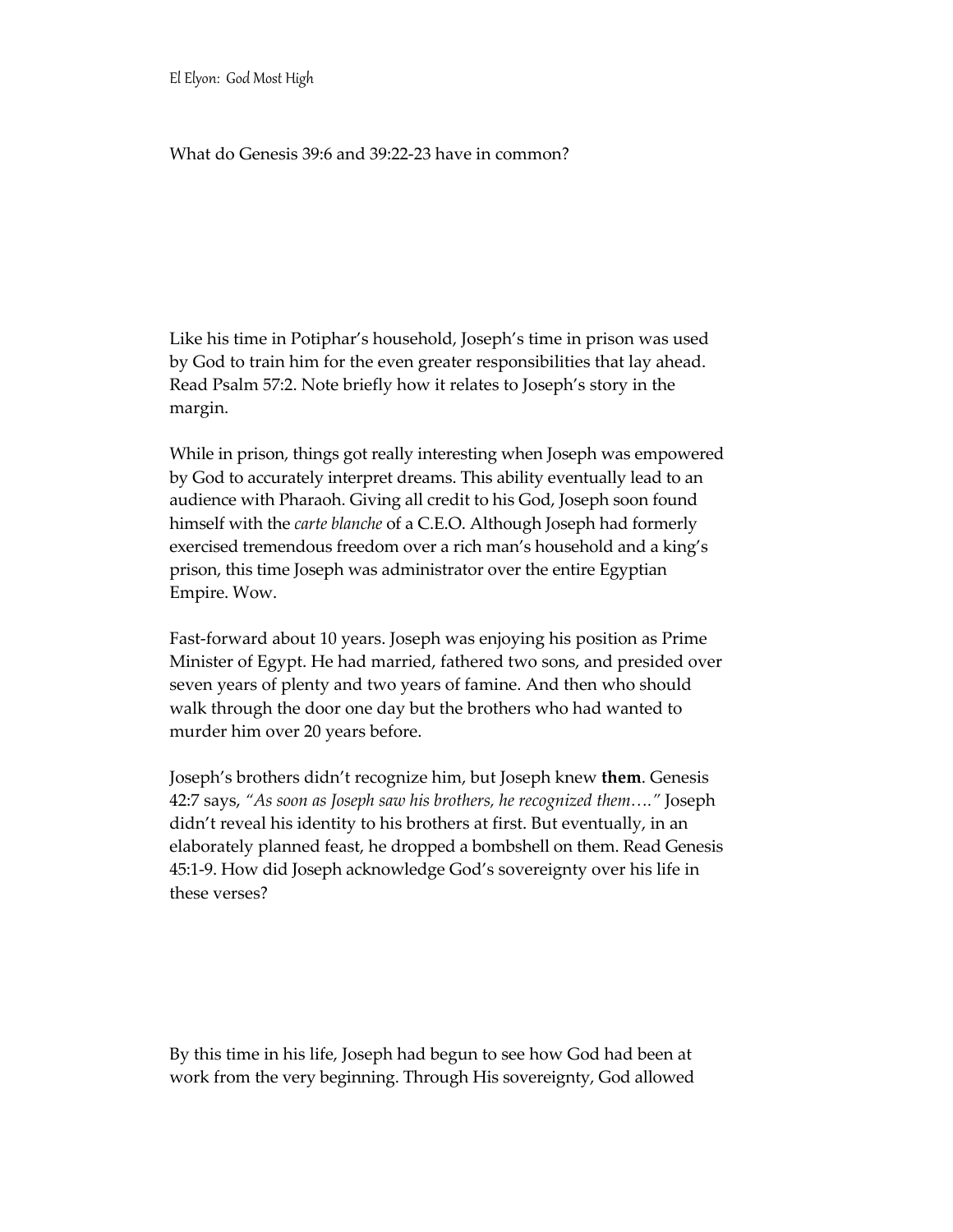What do Genesis 39:6 and 39:22-23 have in common?

Like his time in Potiphar's household, Joseph's time in prison was used by God to train him for the even greater responsibilities that lay ahead. Read Psalm 57:2. Note briefly how it relates to Joseph's story in the margin.

While in prison, things got really interesting when Joseph was empowered by God to accurately interpret dreams. This ability eventually lead to an audience with Pharaoh. Giving all credit to his God, Joseph soon found himself with the *carte blanche* of a C.E.O. Although Joseph had formerly exercised tremendous freedom over a rich man's household and a king's prison, this time Joseph was administrator over the entire Egyptian Empire. Wow.

Fast-forward about 10 years. Joseph was enjoying his position as Prime Minister of Egypt. He had married, fathered two sons, and presided over seven years of plenty and two years of famine. And then who should walk through the door one day but the brothers who had wanted to murder him over 20 years before.

Joseph's brothers didn't recognize him, but Joseph knew **them**. Genesis 42:7 says, *"As soon as Joseph saw his brothers, he recognized them…."* Joseph didn't reveal his identity to his brothers at first. But eventually, in an elaborately planned feast, he dropped a bombshell on them. Read Genesis 45:1-9. How did Joseph acknowledge God's sovereignty over his life in these verses?

By this time in his life, Joseph had begun to see how God had been at work from the very beginning. Through His sovereignty, God allowed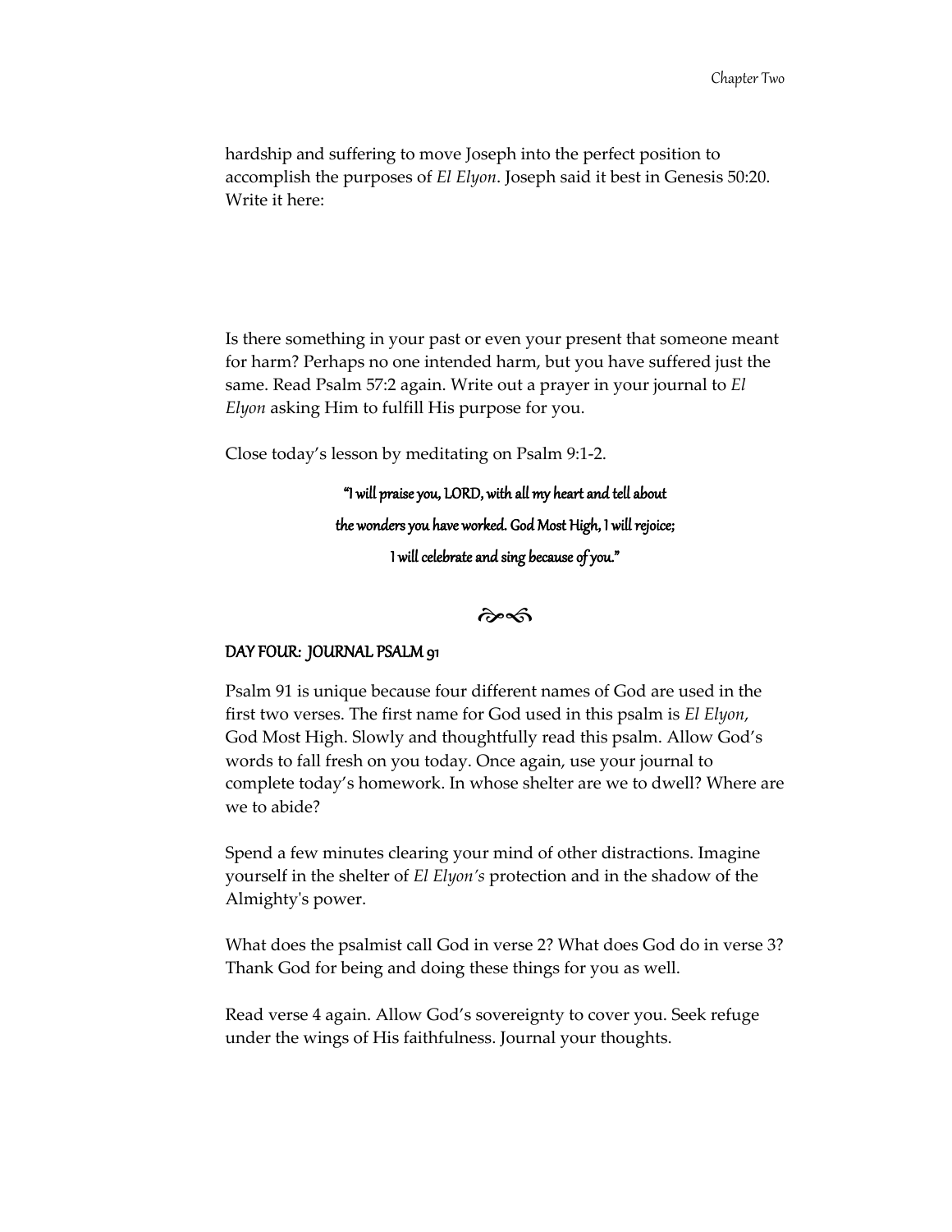hardship and suffering to move Joseph into the perfect position to accomplish the purposes of *El Elyon*. Joseph said it best in Genesis 50:20. Write it here:

Is there something in your past or even your present that someone meant for harm? Perhaps no one intended harm, but you have suffered just the same. Read Psalm 57:2 again. Write out a prayer in your journal to *El Elyon* asking Him to fulfill His purpose for you.

Close today's lesson by meditating on Psalm 9:1-2.

> *"I will praise you, LORD, with all my heart and tell about the wonders you have worked. God Most High, I will rejoice; I will celebrate and sing because of you."*

❧

## DAY FOUR: JOURNAL PSALM 91

Psalm 91 is unique because four different names of God are used in the first two verses. The first name for God used in this psalm is *El Elyon*, God Most High. Slowly and thoughtfully read this psalm. Allow God's words to fall fresh on you today. Once again, use your journal to complete today's homework. In whose shelter are we to dwell? Where are we to abide?

Spend a few minutes clearing your mind of other distractions. Imagine yourself in the shelter of *El Elyon's* protection and in the shadow of the Almighty's power.

What does the psalmist call God in verse 2? What does God do in verse 3? Thank God for being and doing these things for you as well.

Read verse 4 again. Allow God's sovereignty to cover you. Seek refuge under the wings of His faithfulness. Journal your thoughts.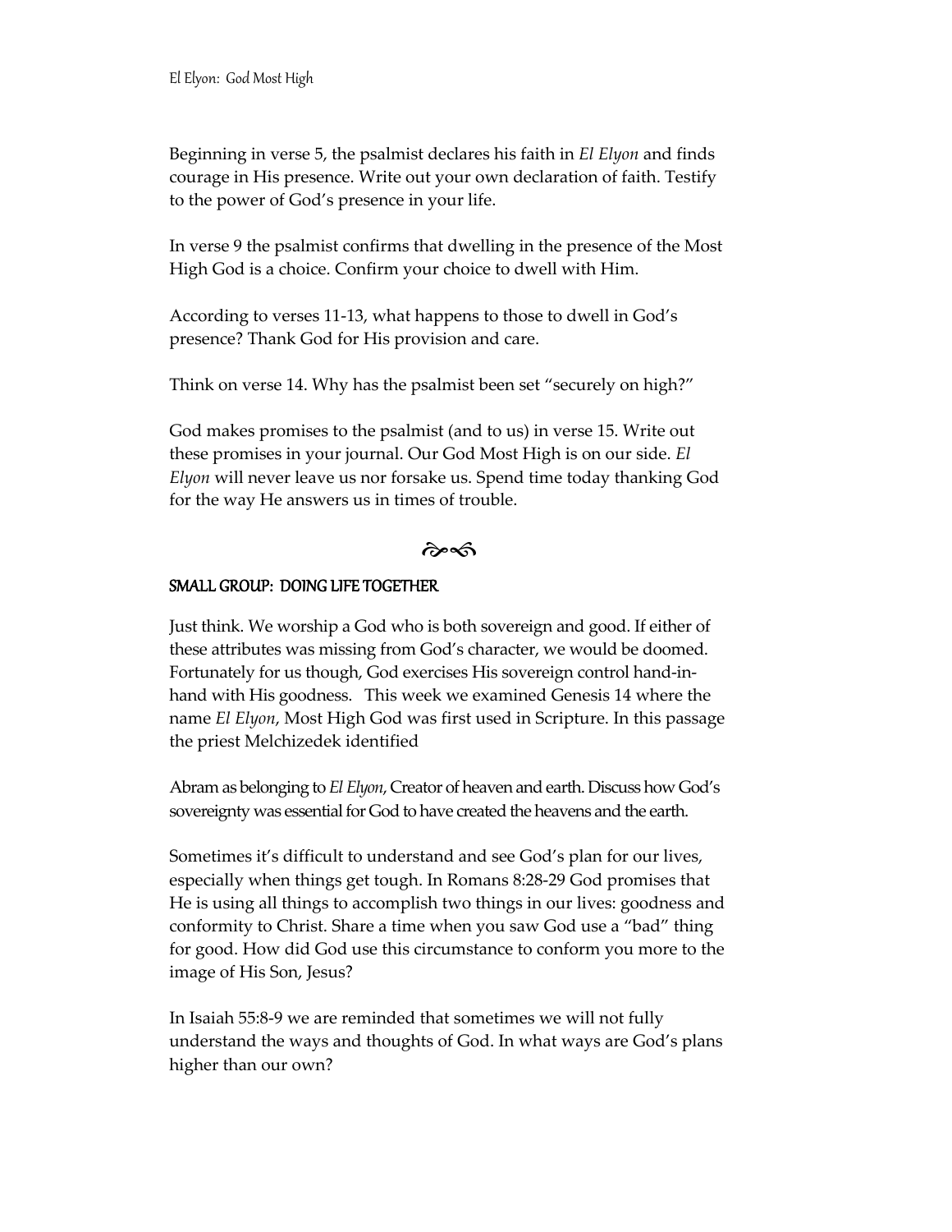Beginning in verse 5, the psalmist declares his faith in *El Elyon* and finds courage in His presence. Write out your own declaration of faith. Testify to the power of God's presence in your life.

In verse 9 the psalmist confirms that dwelling in the presence of the Most High God is a choice. Confirm your choice to dwell with Him.

According to verses 11-13, what happens to those to dwell in God's presence? Thank God for His provision and care.

Think on verse 14. Why has the psalmist been set "securely on high?"

God makes promises to the psalmist (and to us) in verse 15. Write out these promises in your journal. Our God Most High is on our side. *El Elyon* will never leave us nor forsake us. Spend time today thanking God for the way He answers us in times of trouble.

☙❧

## SMALL GROUP: DOING LIFE TOGETHER

Just think. We worship a God who is both sovereign and good. If either of these attributes was missing from God's character, we would be doomed. Fortunately for us though, God exercises His sovereign control hand-in-hand with His goodness. This week we examined Genesis 14 where the name *El Elyon*, Most High God was first used in Scripture. In this passage the priest Melchizedek identified

Abram as belonging to *El Elyon*, Creator of heaven and earth. Discuss how God's sovereignty was essential for God to have created the heavens and the earth.

Sometimes it's difficult to understand and see God's plan for our lives, especially when things get tough. In Romans 8:28-29 God promises that He is using all things to accomplish two things in our lives: goodness and conformity to Christ. Share a time when you saw God use a "bad" thing for good. How did God use this circumstance to conform you more to the image of His Son, Jesus?

In Isaiah 55:8-9 we are reminded that sometimes we will not fully understand the ways and thoughts of God. In what ways are God's plans higher than our own?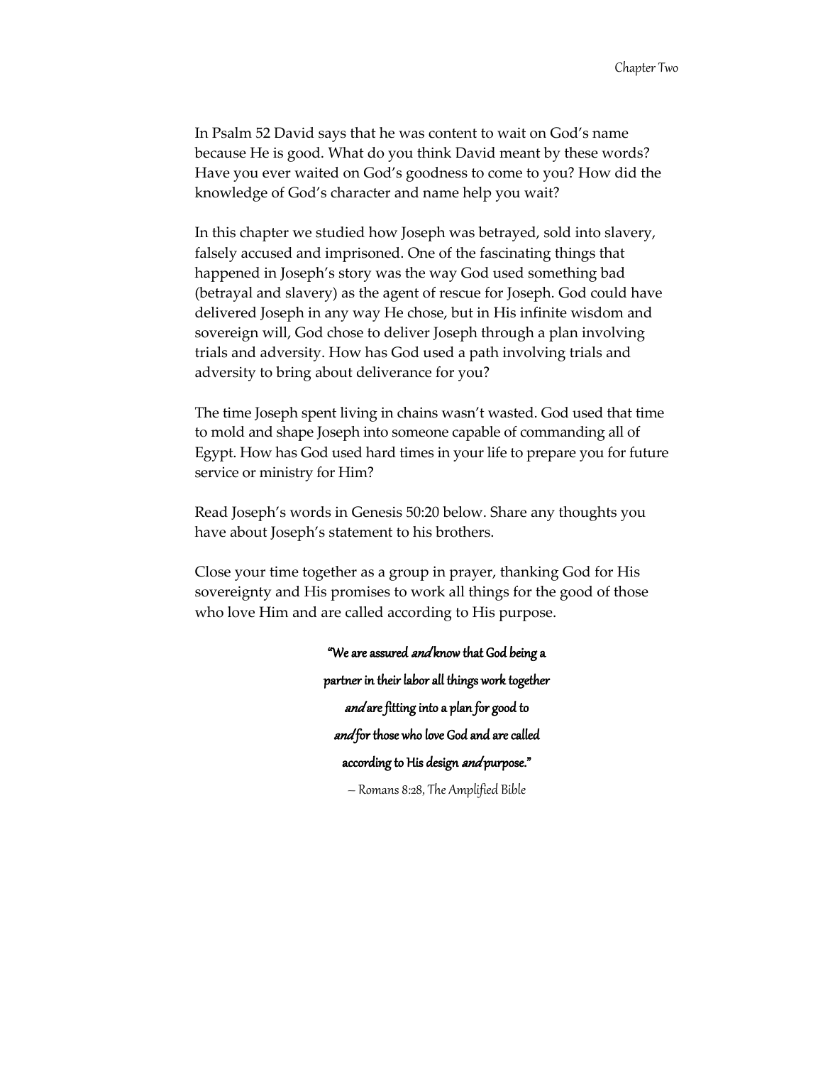In Psalm 52 David says that he was content to wait on God's name because He is good. What do you think David meant by these words? Have you ever waited on God's goodness to come to you? How did the knowledge of God's character and name help you wait?

In this chapter we studied how Joseph was betrayed, sold into slavery, falsely accused and imprisoned. One of the fascinating things that happened in Joseph's story was the way God used something bad (betrayal and slavery) as the agent of rescue for Joseph. God could have delivered Joseph in any way He chose, but in His infinite wisdom and sovereign will, God chose to deliver Joseph through a plan involving trials and adversity. How has God used a path involving trials and adversity to bring about deliverance for you?

The time Joseph spent living in chains wasn't wasted. God used that time to mold and shape Joseph into someone capable of commanding all of Egypt. How has God used hard times in your life to prepare you for future service or ministry for Him?

Read Joseph's words in Genesis 50:20 below. Share any thoughts you have about Joseph's statement to his brothers.

Close your time together as a group in prayer, thanking God for His sovereignty and His promises to work all things for the good of those who love Him and are called according to His purpose.

**"We are assured *and* know that God being a partner in their labor all things work together *and* are fitting into a plan for good to *and* for those who love God and are called according to His design *and* purpose."**

*– Romans 8:28, The Amplified Bible*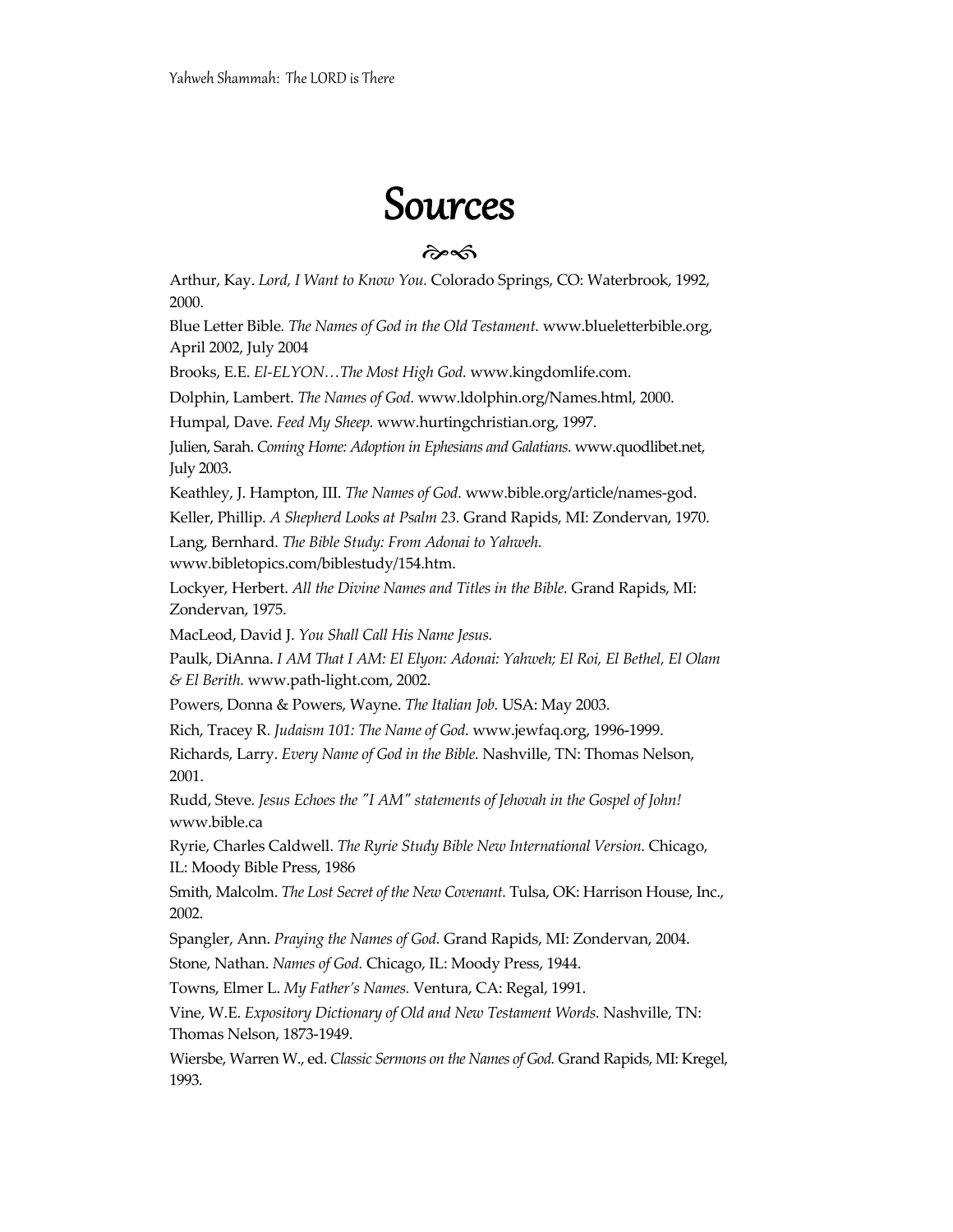# Sources

Arthur, Kay. *Lord, I Want to Know You.* Colorado Springs, CO: Waterbrook, 1992, 2000.

Blue Letter Bible. *The Names of God in the Old Testament.* www.blueletterbible.org, April 2002, July 2004

Brooks, E.E. *El-ELYON…The Most High God.* www.kingdomlife.com.

Dolphin, Lambert. *The Names of God.* www.ldolphin.org/Names.html, 2000.

Humpal, Dave. *Feed My Sheep.* www.hurtingchristian.org, 1997.

Julien, Sarah. *Coming Home: Adoption in Ephesians and Galatians.* www.quodlibet.net, July 2003.

Keathley, J. Hampton, III. *The Names of God.* www.bible.org/article/names-god.

Keller, Phillip. *A Shepherd Looks at Psalm 23.* Grand Rapids, MI: Zondervan, 1970.

Lang, Bernhard. *The Bible Study: From Adonai to Yahweh.* www.bibletopics.com/biblestudy/154.htm.

Lockyer, Herbert. *All the Divine Names and Titles in the Bible.* Grand Rapids, MI: Zondervan, 1975.

MacLeod, David J. *You Shall Call His Name Jesus.*

Paulk, DiAnna. *I AM That I AM: El Elyon: Adonai: Yahweh; El Roi, El Bethel, El Olam & El Berith.* www.path-light.com, 2002.

Powers, Donna & Powers, Wayne. *The Italian Job.* USA: May 2003.

Rich, Tracey R. *Judaism 101: The Name of God.* www.jewfaq.org, 1996-1999.

Richards, Larry. *Every Name of God in the Bible.* Nashville, TN: Thomas Nelson, 2001.

Rudd, Steve. *Jesus Echoes the "I AM" statements of Jehovah in the Gospel of John!* www.bible.ca

Ryrie, Charles Caldwell. *The Ryrie Study Bible New International Version.* Chicago, IL: Moody Bible Press, 1986

Smith, Malcolm. *The Lost Secret of the New Covenant.* Tulsa, OK: Harrison House, Inc., 2002.

Spangler, Ann. *Praying the Names of God.* Grand Rapids, MI: Zondervan, 2004.

Stone, Nathan. *Names of God.* Chicago, IL: Moody Press, 1944.

Towns, Elmer L. *My Father's Names.* Ventura, CA: Regal, 1991.

Vine, W.E. *Expository Dictionary of Old and New Testament Words.* Nashville, TN: Thomas Nelson, 1873-1949.

Wiersbe, Warren W., ed. *Classic Sermons on the Names of God.* Grand Rapids, MI: Kregel, 1993.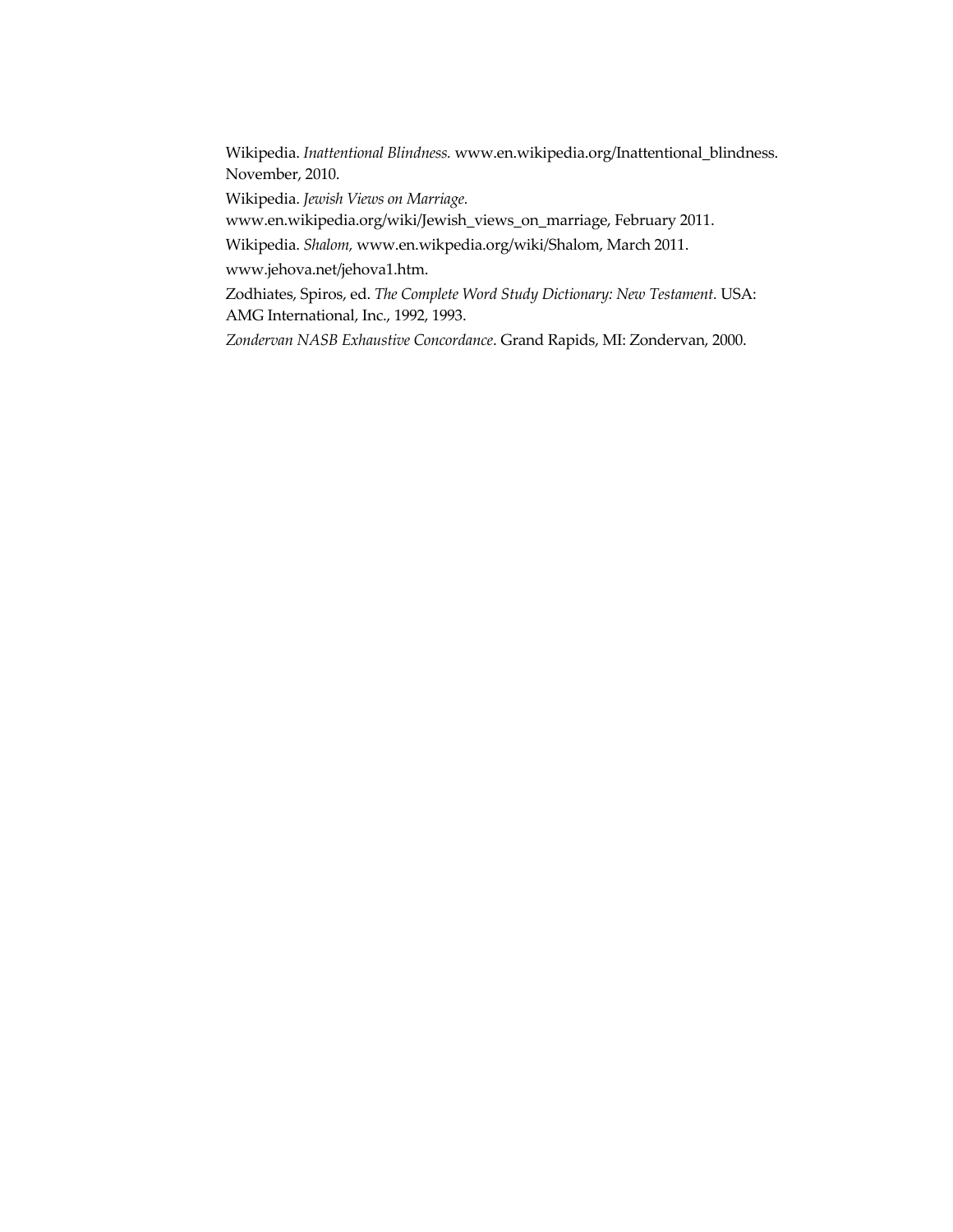Wikipedia. *Inattentional Blindness.* www.en.wikipedia.org/Inattentional_blindness. November, 2010.

Wikipedia. *Jewish Views on Marriage.* www.en.wikipedia.org/wiki/Jewish_views_on_marriage, February 2011.

Wikipedia. *Shalom,* www.en.wikpedia.org/wiki/Shalom, March 2011.

www.jehova.net/jehova1.htm.

Zodhiates, Spiros, ed. *The Complete Word Study Dictionary: New Testament.* USA: AMG International, Inc., 1992, 1993.

*Zondervan NASB Exhaustive Concordance*. Grand Rapids, MI: Zondervan, 2000.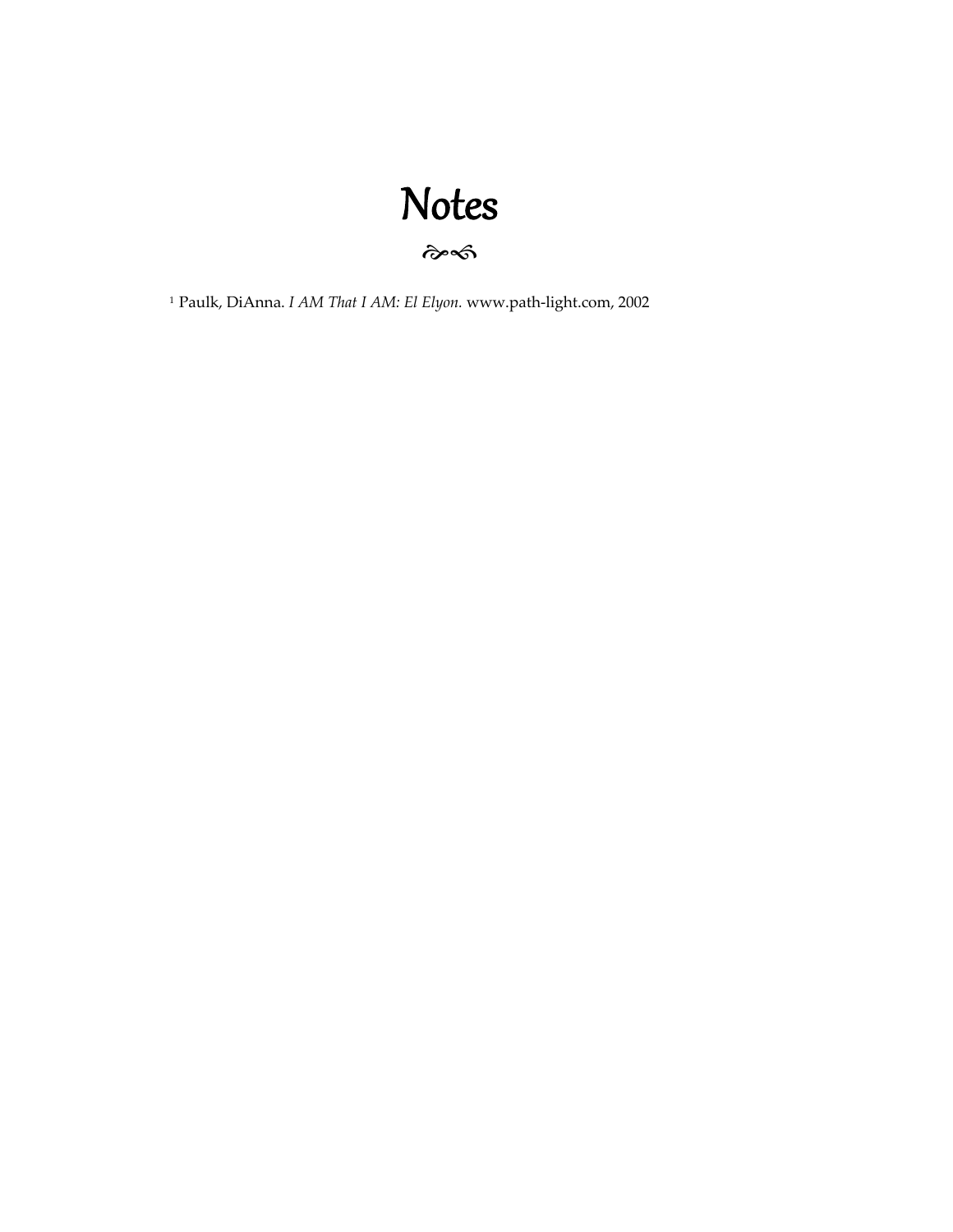# Notes

[1] Paulk, DiAnna. *I AM That I AM: El Elyon*. www.path-light.com, 2002